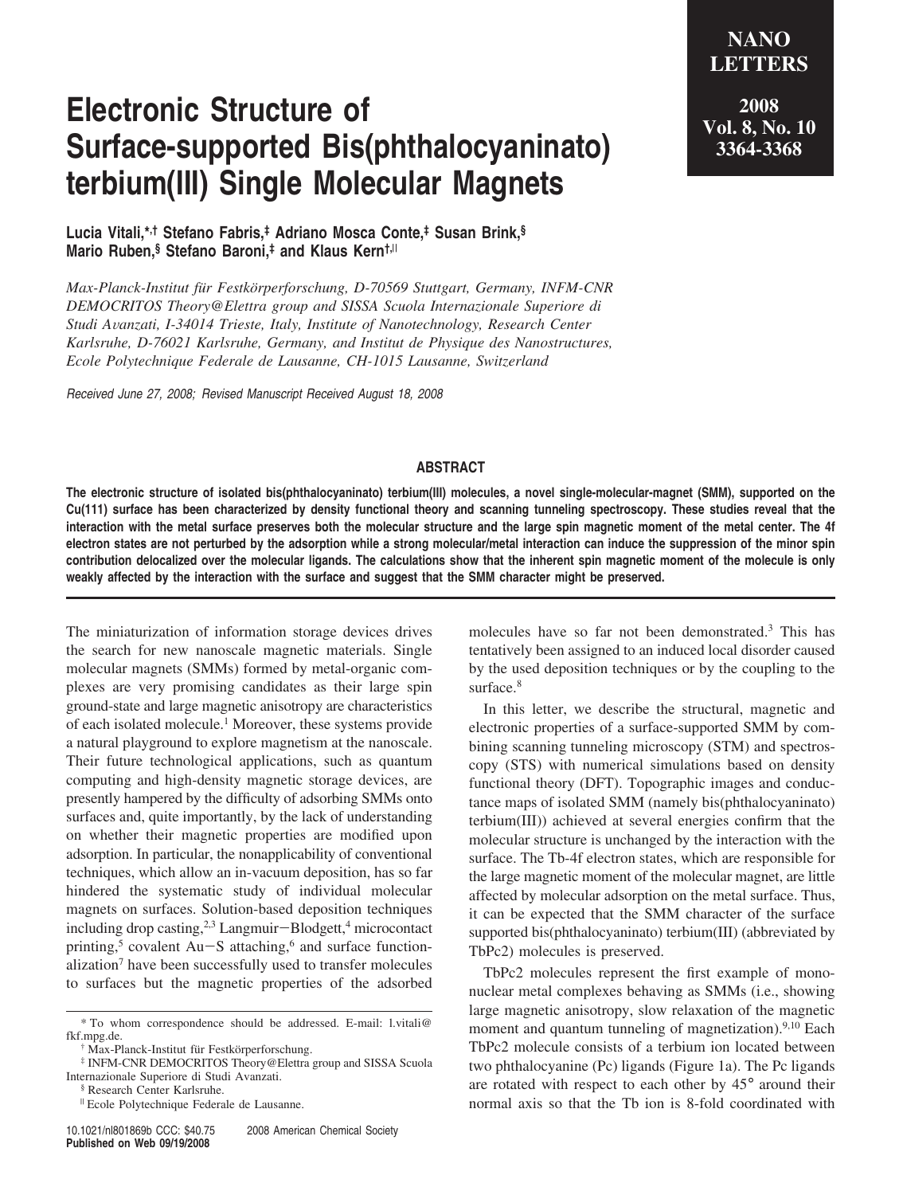# Electronic Structure of Surface-supported Bis(phthalocyaninato) terbium(III) Single Molecular Magnets

**Lucia Vitali,*,† Stefano Fabris,‡ Adriano Mosca Conte,‡ Susan Brink,§ Mario Ruben,§ Stefano Baroni,‡ and Klaus Kern†,∥**

*Max-Planck-Institut für Festkörperforschung, D-70569 Stuttgart, Germany, INFM-CNR DEMOCRITOS Theory@Elettra group and SISSA Scuola Internazionale Superiore di Studi Avanzati, I-34014 Trieste, Italy, Institute of Nanotechnology, Research Center Karlsruhe, D-76021 Karlsruhe, Germany, and Institut de Physique des Nanostructures, Ecole Polytechnique Federale de Lausanne, CH-1015 Lausanne, Switzerland*

*Received June 27, 2008; Revised Manuscript Received August 18, 2008*

## ABSTRACT

**The electronic structure of isolated bis(phthalocyaninato) terbium(III) molecules, a novel single-molecular-magnet (SMM), supported on the Cu(111) surface has been characterized by density functional theory and scanning tunneling spectroscopy. These studies reveal that the interaction with the metal surface preserves both the molecular structure and the large spin magnetic moment of the metal center. The 4f electron states are not perturbed by the adsorption while a strong molecular/metal interaction can induce the suppression of the minor spin contribution delocalized over the molecular ligands. The calculations show that the inherent spin magnetic moment of the molecule is only weakly affected by the interaction with the surface and suggest that the SMM character might be preserved.**

The miniaturization of information storage devices drives the search for new nanoscale magnetic materials. Single molecular magnets (SMMs) formed by metal-organic complexes are very promising candidates as their large spin ground-state and large magnetic anisotropy are characteristics of each isolated molecule.[1] Moreover, these systems provide a natural playground to explore magnetism at the nanoscale. Their future technological applications, such as quantum computing and high-density magnetic storage devices, are presently hampered by the difficulty of adsorbing SMMs onto surfaces and, quite importantly, by the lack of understanding on whether their magnetic properties are modified upon adsorption. In particular, the nonapplicability of conventional techniques, which allow an in-vacuum deposition, has so far hindered the systematic study of individual molecular magnets on surfaces. Solution-based deposition techniques including drop casting,[2,3] Langmuir−Blodgett,[4] microcontact printing,[5] covalent Au−S attaching,[6] and surface functionalization[7] have been successfully used to transfer molecules to surfaces but the magnetic properties of the adsorbed molecules have so far not been demonstrated.[3] This has tentatively been assigned to an induced local disorder caused by the used deposition techniques or by the coupling to the surface.[8]

In this letter, we describe the structural, magnetic and electronic properties of a surface-supported SMM by combining scanning tunneling microscopy (STM) and spectroscopy (STS) with numerical simulations based on density functional theory (DFT). Topographic images and conductance maps of isolated SMM (namely bis(phthalocyaninato) terbium(III)) achieved at several energies confirm that the molecular structure is unchanged by the interaction with the surface. The Tb-4f electron states, which are responsible for the large magnetic moment of the molecular magnet, are little affected by molecular adsorption on the metal surface. Thus, it can be expected that the SMM character of the surface supported bis(phthalocyaninato) terbium(III) (abbreviated by TbPc2) molecules is preserved.

TbPc2 molecules represent the first example of mononuclear metal complexes behaving as SMMs (i.e., showing large magnetic anisotropy, slow relaxation of the magnetic moment and quantum tunneling of magnetization).[9,10] Each TbPc2 molecule consists of a terbium ion located between two phthalocyanine (Pc) ligands (Figure 1a). The Pc ligands are rotated with respect to each other by 45° around their normal axis so that the Tb ion is 8-fold coordinated with

\* To whom correspondence should be addressed. E-mail: l.vitali@fkf.mpg.de.

† Max-Planck-Institut für Festkörperforschung.

‡ INFM-CNR DEMOCRITOS Theory@Elettra group and SISSA Scuola Internazionale Superiore di Studi Avanzati.

§ Research Center Karlsruhe.

∥ Ecole Polytechnique Federale de Lausanne.

10.1021/nl801869b CCC: $40.75 © 2008 American Chemical Society
**Published on Web 09/19/2008**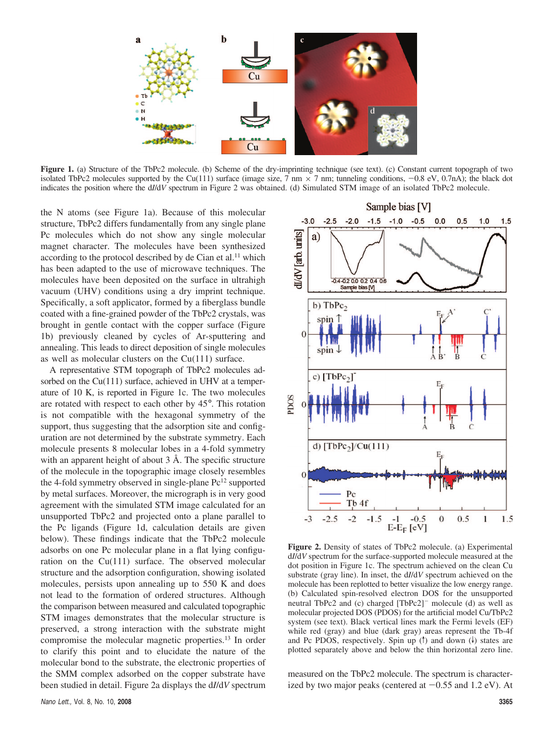**Figure 1.** (a) Structure of the TbPc2 molecule. (b) Scheme of the dry-imprinting technique (see text). (c) Constant current topograph of two isolated TbPc2 molecules supported by the Cu(111) surface (image size, 7 nm × 7 nm; tunneling conditions, −0.8 eV, 0.7nA); the black dot indicates the position where the d*I*/d*V* spectrum in Figure 2 was obtained. (d) Simulated STM image of an isolated TbPc2 molecule.

the N atoms (see Figure 1a). Because of this molecular structure, TbPc2 differs fundamentally from any single plane Pc molecules which do not show any single molecular magnet character. The molecules have been synthesized according to the protocol described by de Cian et al.[11] which has been adapted to the use of microwave techniques. The molecules have been deposited on the surface in ultrahigh vacuum (UHV) conditions using a dry imprint technique. Specifically, a soft applicator, formed by a fiberglass bundle coated with a fine-grained powder of the TbPc2 crystals, was brought in gentle contact with the copper surface (Figure 1b) previously cleaned by cycles of Ar-sputtering and annealing. This leads to direct deposition of single molecules as well as molecular clusters on the Cu(111) surface.

A representative STM topograph of TbPc2 molecules adsorbed on the Cu(111) surface, achieved in UHV at a temperature of 10 K, is reported in Figure 1c. The two molecules are rotated with respect to each other by 45°. This rotation is not compatible with the hexagonal symmetry of the support, thus suggesting that the adsorption site and configuration are not determined by the substrate symmetry. Each molecule presents 8 molecular lobes in a 4-fold symmetry with an apparent height of about 3 Å. The specific structure of the molecule in the topographic image closely resembles the 4-fold symmetry observed in single-plane Pc[12] supported by metal surfaces. Moreover, the micrograph is in very good agreement with the simulated STM image calculated for an unsupported TbPc2 and projected onto a plane parallel to the Pc ligands (Figure 1d, calculation details are given below). These findings indicate that the TbPc2 molecule adsorbs on one Pc molecular plane in a flat lying configuration on the Cu(111) surface. The observed molecular structure and the adsorption configuration, showing isolated molecules, persists upon annealing up to 550 K and does not lead to the formation of ordered structures. Although the comparison between measured and calculated topographic STM images demonstrates that the molecular structure is preserved, a strong interaction with the substrate might compromise the molecular magnetic properties.[13] In order to clarify this point and to elucidate the nature of the molecular bond to the substrate, the electronic properties of the SMM complex adsorbed on the copper substrate have been studied in detail. Figure 2a displays the d*I*/d*V* spectrum measured on the TbPc2 molecule. The spectrum is characterized by two major peaks (centered at −0.55 and 1.2 eV). At

**Figure 2.** Density of states of TbPc2 molecule. (a) Experimental d*I*/d*V* spectrum for the surface-supported molecule measured at the dot position in Figure 1c. The spectrum achieved on the clean Cu substrate (gray line). In inset, the d*I*/d*V* spectrum achieved on the molecule has been replotted to better visualize the low energy range. (b) Calculated spin-resolved electron DOS for the unsupported neutral TbPc2 and (c) charged $[TbPc_2]^-$ molecule (d) as well as molecular projected DOS (PDOS) for the artificial model Cu/TbPc2 system (see text). Black vertical lines mark the Fermi levels (EF) while red (gray) and blue (dark gray) areas represent the Tb-4f and Pc PDOS, respectively. Spin up (↑) and down (↓) states are plotted separately above and below the thin horizontal zero line.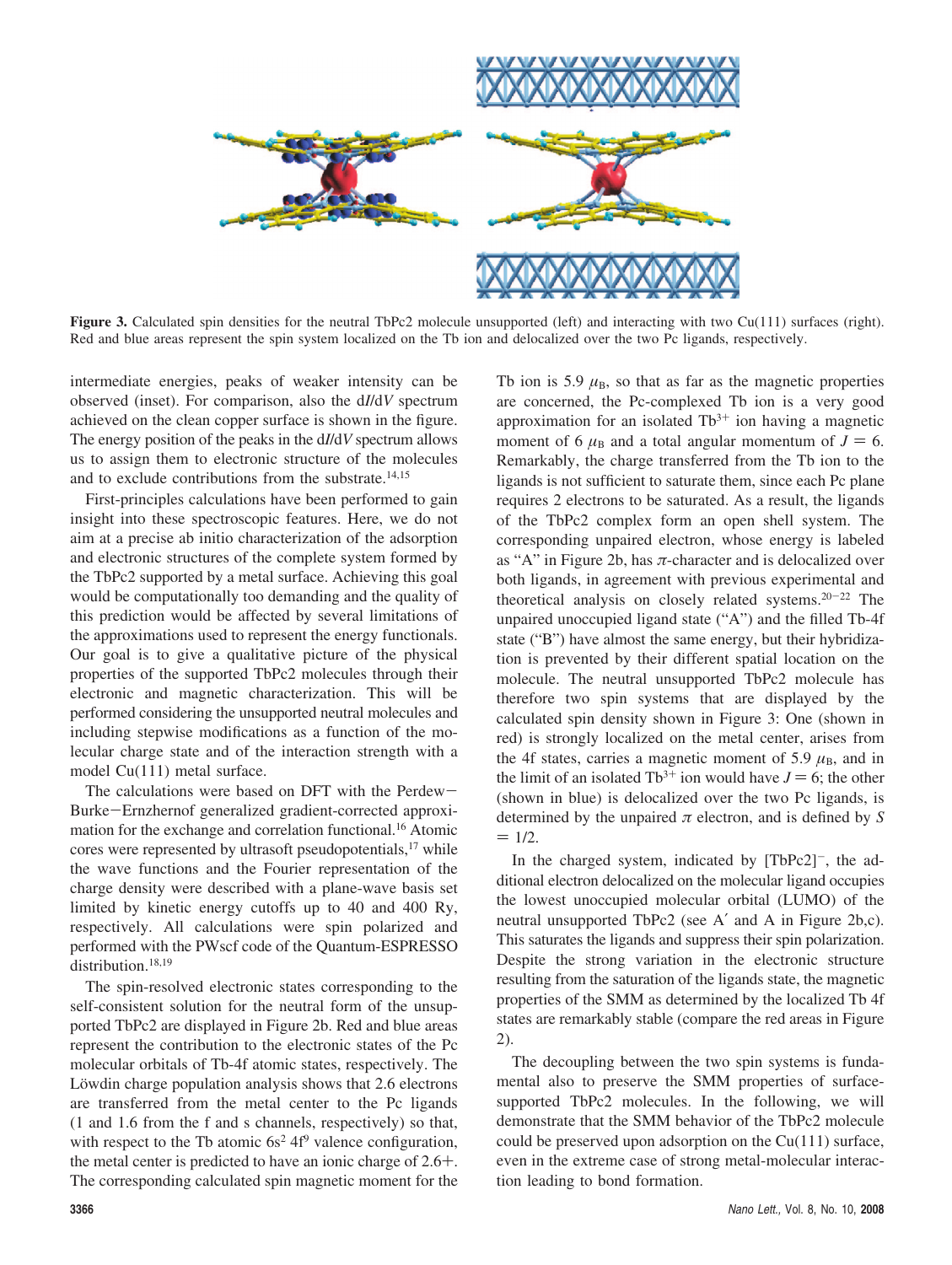**Figure 3.** Calculated spin densities for the neutral TbPc2 molecule unsupported (left) and interacting with two Cu(111) surfaces (right). Red and blue areas represent the spin system localized on the Tb ion and delocalized over the two Pc ligands, respectively.

intermediate energies, peaks of weaker intensity can be observed (inset). For comparison, also the d*I*/d*V* spectrum achieved on the clean copper surface is shown in the figure. The energy position of the peaks in the d*I*/d*V* spectrum allows us to assign them to electronic structure of the molecules and to exclude contributions from the substrate.[14,15]

First-principles calculations have been performed to gain insight into these spectroscopic features. Here, we do not aim at a precise ab initio characterization of the adsorption and electronic structures of the complete system formed by the TbPc2 supported by a metal surface. Achieving this goal would be computationally too demanding and the quality of this prediction would be affected by several limitations of the approximations used to represent the energy functionals. Our goal is to give a qualitative picture of the physical properties of the supported TbPc2 molecules through their electronic and magnetic characterization. This will be performed considering the unsupported neutral molecules and including stepwise modifications as a function of the molecular charge state and of the interaction strength with a model Cu(111) metal surface.

The calculations were based on DFT with the Perdew−Burke−Ernzhernof generalized gradient-corrected approximation for the exchange and correlation functional.[16] Atomic cores were represented by ultrasoft pseudopotentials,[17] while the wave functions and the Fourier representation of the charge density were described with a plane-wave basis set limited by kinetic energy cutoffs up to 40 and 400 Ry, respectively. All calculations were spin polarized and performed with the PWscf code of the Quantum-ESPRESSO distribution.[18,19]

The spin-resolved electronic states corresponding to the self-consistent solution for the neutral form of the unsupported TbPc2 are displayed in Figure 2b. Red and blue areas represent the contribution to the electronic states of the Pc molecular orbitals of Tb-4f atomic states, respectively. The Löwdin charge population analysis shows that 2.6 electrons are transferred from the metal center to the Pc ligands (1 and 1.6 from the f and s channels, respectively) so that, with respect to the Tb atomic $6s^2\,4f^9$ valence configuration, the metal center is predicted to have an ionic charge of 2.6+. The corresponding calculated spin magnetic moment for the Tb ion is 5.9 $\mu_B$, so that as far as the magnetic properties are concerned, the Pc-complexed Tb ion is a very good approximation for an isolated $Tb^{3+}$ ion having a magnetic moment of 6 $\mu_B$ and a total angular momentum of $J = 6$. Remarkably, the charge transferred from the Tb ion to the ligands is not sufficient to saturate them, since each Pc plane requires 2 electrons to be saturated. As a result, the ligands of the TbPc2 complex form an open shell system. The corresponding unpaired electron, whose energy is labeled as "A" in Figure 2b, has $\pi$-character and is delocalized over both ligands, in agreement with previous experimental and theoretical analysis on closely related systems.[20−22] The unpaired unoccupied ligand state ("A") and the filled Tb-4f state ("B") have almost the same energy, but their hybridization is prevented by their different spatial location on the molecule. The neutral unsupported TbPc2 molecule has therefore two spin systems that are displayed by the calculated spin density shown in Figure 3: One (shown in red) is strongly localized on the metal center, arises from the 4f states, carries a magnetic moment of 5.9 $\mu_B$, and in the limit of an isolated $Tb^{3+}$ ion would have $J = 6$; the other (shown in blue) is delocalized over the two Pc ligands, is determined by the unpaired $\pi$ electron, and is defined by $S = 1/2$.

In the charged system, indicated by $[TbPc2]^-$, the additional electron delocalized on the molecular ligand occupies the lowest unoccupied molecular orbital (LUMO) of the neutral unsupported TbPc2 (see A′ and A in Figure 2b,c). This saturates the ligands and suppress their spin polarization. Despite the strong variation in the electronic structure resulting from the saturation of the ligands state, the magnetic properties of the SMM as determined by the localized Tb 4f states are remarkably stable (compare the red areas in Figure 2).

The decoupling between the two spin systems is fundamental also to preserve the SMM properties of surface-supported TbPc2 molecules. In the following, we will demonstrate that the SMM behavior of the TbPc2 molecule could be preserved upon adsorption on the Cu(111) surface, even in the extreme case of strong metal-molecular interaction leading to bond formation.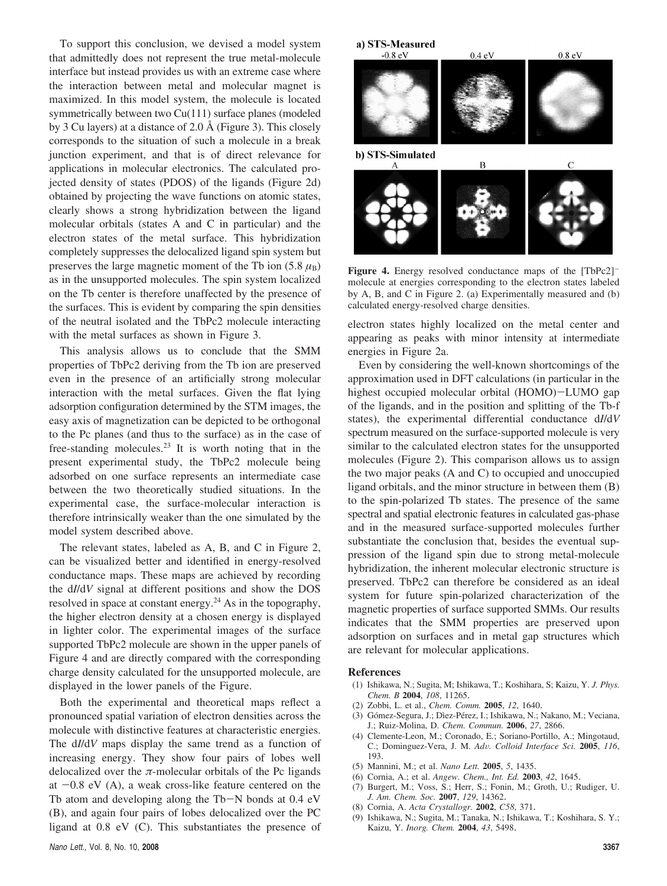To support this conclusion, we devised a model system that admittedly does not represent the true metal-molecule interface but instead provides us with an extreme case where the interaction between metal and molecular magnet is maximized. In this model system, the molecule is located symmetrically between two Cu(111) surface planes (modeled by 3 Cu layers) at a distance of 2.0 Å (Figure 3). This closely corresponds to the situation of such a molecule in a break junction experiment, and that is of direct relevance for applications in molecular electronics. The calculated projected density of states (PDOS) of the ligands (Figure 2d) obtained by projecting the wave functions on atomic states, clearly shows a strong hybridization between the ligand molecular orbitals (states A and C in particular) and the electron states of the metal surface. This hybridization completely suppresses the delocalized ligand spin system but preserves the large magnetic moment of the Tb ion (5.8 $\mu_B$) as in the unsupported molecules. The spin system localized on the Tb center is therefore unaffected by the presence of the surfaces. This is evident by comparing the spin densities of the neutral isolated and the TbPc2 molecule interacting with the metal surfaces as shown in Figure 3.

This analysis allows us to conclude that the SMM properties of TbPc2 deriving from the Tb ion are preserved even in the presence of an artificially strong molecular interaction with the metal surfaces. Given the flat lying adsorption configuration determined by the STM images, the easy axis of magnetization can be depicted to be orthogonal to the Pc planes (and thus to the surface) as in the case of free-standing molecules.[23] It is worth noting that in the present experimental study, the TbPc2 molecule being adsorbed on one surface represents an intermediate case between the two theoretically studied situations. In the experimental case, the surface-molecular interaction is therefore intrinsically weaker than the one simulated by the model system described above.

The relevant states, labeled as A, B, and C in Figure 2, can be visualized better and identified in energy-resolved conductance maps. These maps are achieved by recording the d*I*/d*V* signal at different positions and show the DOS resolved in space at constant energy.[24] As in the topography, the higher electron density at a chosen energy is displayed in lighter color. The experimental images of the surface supported TbPc2 molecule are shown in the upper panels of Figure 4 and are directly compared with the corresponding charge density calculated for the unsupported molecule, are displayed in the lower panels of the Figure.

Both the experimental and theoretical maps reflect a pronounced spatial variation of electron densities across the molecule with distinctive features at characteristic energies. The d*I*/d*V* maps display the same trend as a function of increasing energy. They show four pairs of lobes well delocalized over the $\pi$-molecular orbitals of the Pc ligands at −0.8 eV (A), a weak cross-like feature centered on the Tb atom and developing along the Tb−N bonds at 0.4 eV (B), and again four pairs of lobes delocalized over the PC ligand at 0.8 eV (C). This substantiates the presence of electron states highly localized on the metal center and appearing as peaks with minor intensity at intermediate energies in Figure 2a.

**Figure 4.** Energy resolved conductance maps of the $[TbPc2]^-$ molecule at energies corresponding to the electron states labeled by A, B, and C in Figure 2. (a) Experimentally measured and (b) calculated energy-resolved charge densities.

Even by considering the well-known shortcomings of the approximation used in DFT calculations (in particular in the highest occupied molecular orbital (HOMO)−LUMO gap of the ligands, and in the position and splitting of the Tb-f states), the experimental differential conductance d*I*/d*V* spectrum measured on the surface-supported molecule is very similar to the calculated electron states for the unsupported molecules (Figure 2). This comparison allows us to assign the two major peaks (A and C) to occupied and unoccupied ligand orbitals, and the minor structure in between them (B) to the spin-polarized Tb states. The presence of the same spectral and spatial electronic features in calculated gas-phase and in the measured surface-supported molecules further substantiate the conclusion that, besides the eventual suppression of the ligand spin due to strong metal-molecule hybridization, the inherent molecular electronic structure is preserved. TbPc2 can therefore be considered as an ideal system for future spin-polarized characterization of the magnetic properties of surface supported SMMs. Our results indicates that the SMM properties are preserved upon adsorption on surfaces and in metal gap structures which are relevant for molecular applications.

## References

(1) Ishikawa, N.; Sugita, M; Ishikawa, T.; Koshihara, S; Kaizu, Y. *J. Phys. Chem. B* **2004**, *108*, 11265.
(2) Zobbi, L. et al., *Chem. Comm.* **2005**, *12*, 1640.
(3) Gómez-Segura, J.; Dìez-Pérez, I.; Ishikawa, N.; Nakano, M.; Veciana, J.; Ruiz-Molina, D. *Chem. Commun.* **2006**, *27*, 2866.
(4) Clemente-Leon, M.; Coronado, E.; Soriano-Portillo, A.; Mingotaud, C.; Dominguez-Vera, J. M. *Adv. Colloid Interface Sci.* **2005**, *116*, 193.
(5) Mannini, M.; et al. *Nano Lett.* **2005**, *5*, 1435.
(6) Cornia, A.; et al. *Angew. Chem., Int. Ed.* **2003**, *42*, 1645.
(7) Burgert, M.; Voss, S.; Herr, S.; Fonin, M.; Groth, U.; Rudiger, U. *J. Am. Chem. Soc.* **2007**, *129*, 14362.
(8) Cornia, A. *Acta Crystallogr.* **2002**, *C58*, 371.
(9) Ishikawa, N.; Sugita, M.; Tanaka, N.; Ishikawa, T.; Koshihara, S. Y.; Kaizu, Y. *Inorg. Chem.* **2004**, *43*, 5498.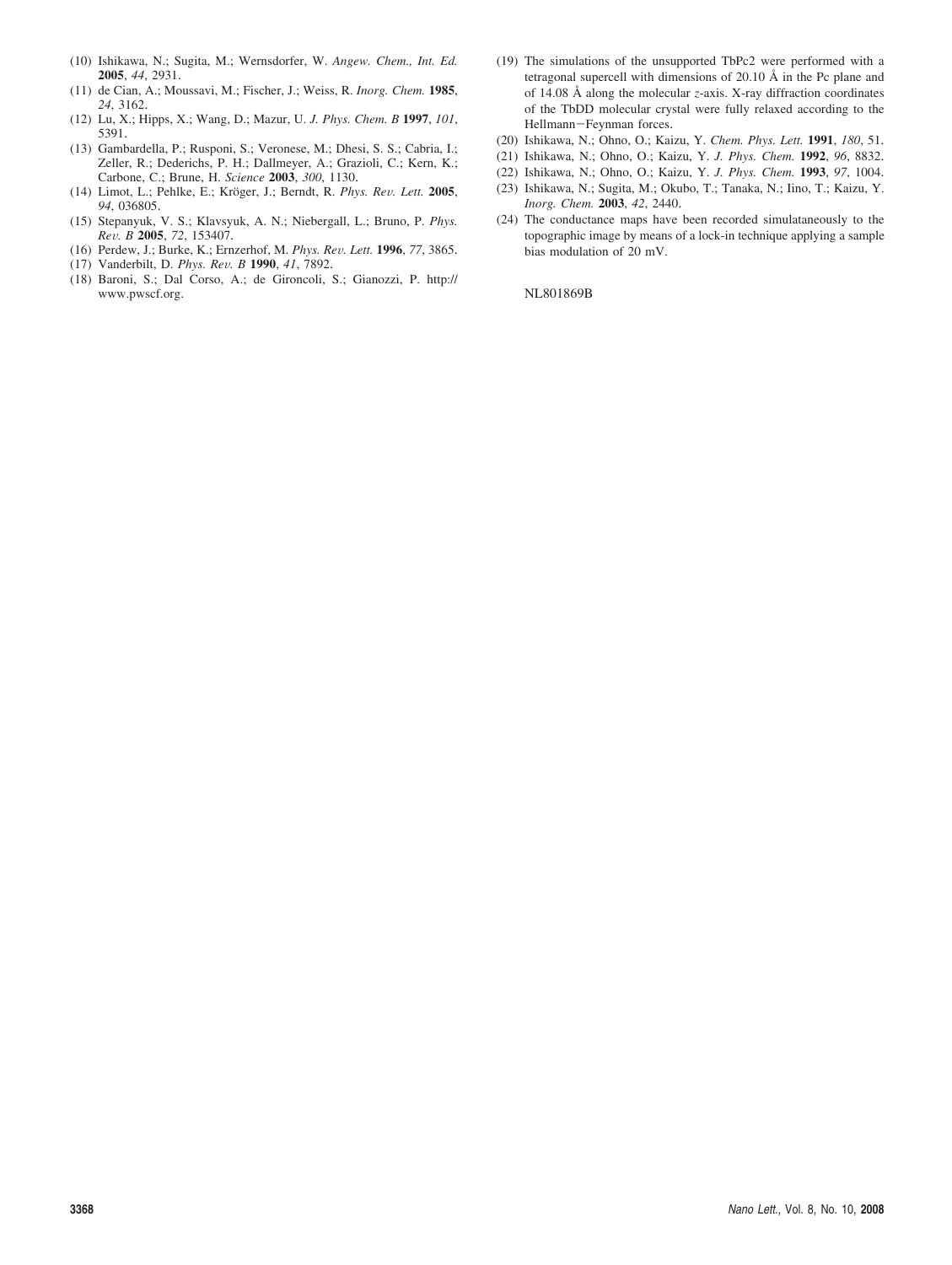(10) Ishikawa, N.; Sugita, M.; Wernsdorfer, W. *Angew. Chem., Int. Ed.* **2005**, *44*, 2931.

(11) de Cian, A.; Moussavi, M.; Fischer, J.; Weiss, R. *Inorg. Chem.* **1985**, *24*, 3162.

(12) Lu, X.; Hipps, X.; Wang, D.; Mazur, U. *J. Phys. Chem. B* **1997**, *101*, 5391.

(13) Gambardella, P.; Rusponi, S.; Veronese, M.; Dhesi, S. S.; Cabria, I.; Zeller, R.; Dederichs, P. H.; Dallmeyer, A.; Grazioli, C.; Kern, K.; Carbone, C.; Brune, H. *Science* **2003**, *300*, 1130.

(14) Limot, L.; Pehlke, E.; Kröger, J.; Berndt, R. *Phys. Rev. Lett.* **2005**, *94*, 036805.

(15) Stepanyuk, V. S.; Klavsyuk, A. N.; Niebergall, L.; Bruno, P. *Phys. Rev. B* **2005**, *72*, 153407.

(16) Perdew, J.; Burke, K.; Ernzerhof, M. *Phys. Rev. Lett.* **1996**, *77*, 3865.

(17) Vanderbilt, D. *Phys. Rev. B* **1990**, *41*, 7892.

(18) Baroni, S.; Dal Corso, A.; de Gironcoli, S.; Gianozzi, P. http://www.pwscf.org.

(19) The simulations of the unsupported TbPc2 were performed with a tetragonal supercell with dimensions of 20.10 Å in the Pc plane and of 14.08 Å along the molecular $z$-axis. X-ray diffraction coordinates of the TbDD molecular crystal were fully relaxed according to the Hellmann−Feynman forces.

(20) Ishikawa, N.; Ohno, O.; Kaizu, Y. *Chem. Phys. Lett.* **1991**, *180*, 51.

(21) Ishikawa, N.; Ohno, O.; Kaizu, Y. *J. Phys. Chem.* **1992**, *96*, 8832.

(22) Ishikawa, N.; Ohno, O.; Kaizu, Y. *J. Phys. Chem.* **1993**, *97*, 1004.

(23) Ishikawa, N.; Sugita, M.; Okubo, T.; Tanaka, N.; Iino, T.; Kaizu, Y. *Inorg. Chem.* **2003**, *42*, 2440.

(24) The conductance maps have been recorded simulataneously to the topographic image by means of a lock-in technique applying a sample bias modulation of 20 mV.

NL801869B